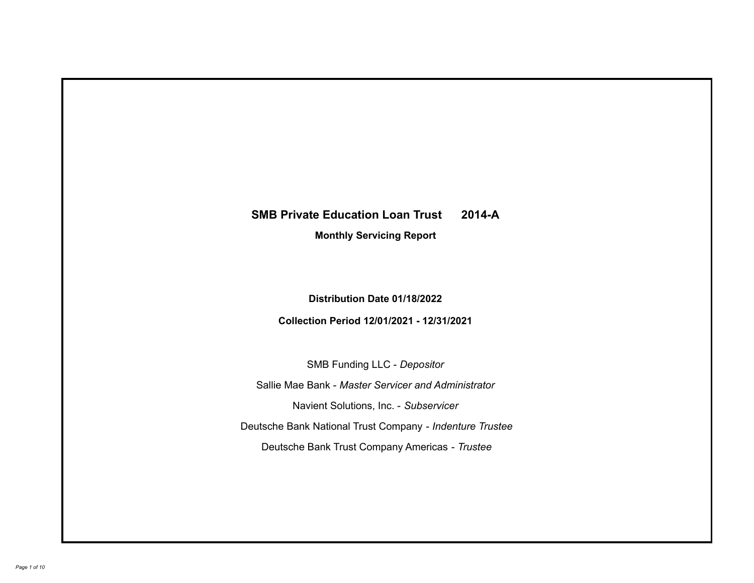# SMB Private Education Loan Trust 2014-A

## Monthly Servicing Report

**Distribution Date 01/18/2022**

**Collection Period 12/01/2021 - 12/31/2021**

SMB Funding LLC - *Depositor*

Sallie Mae Bank - *Master Servicer and Administrator*

Navient Solutions, Inc. - *Subservicer*

Deutsche Bank National Trust Company - *Indenture Trustee*

Deutsche Bank Trust Company Americas - *Trustee*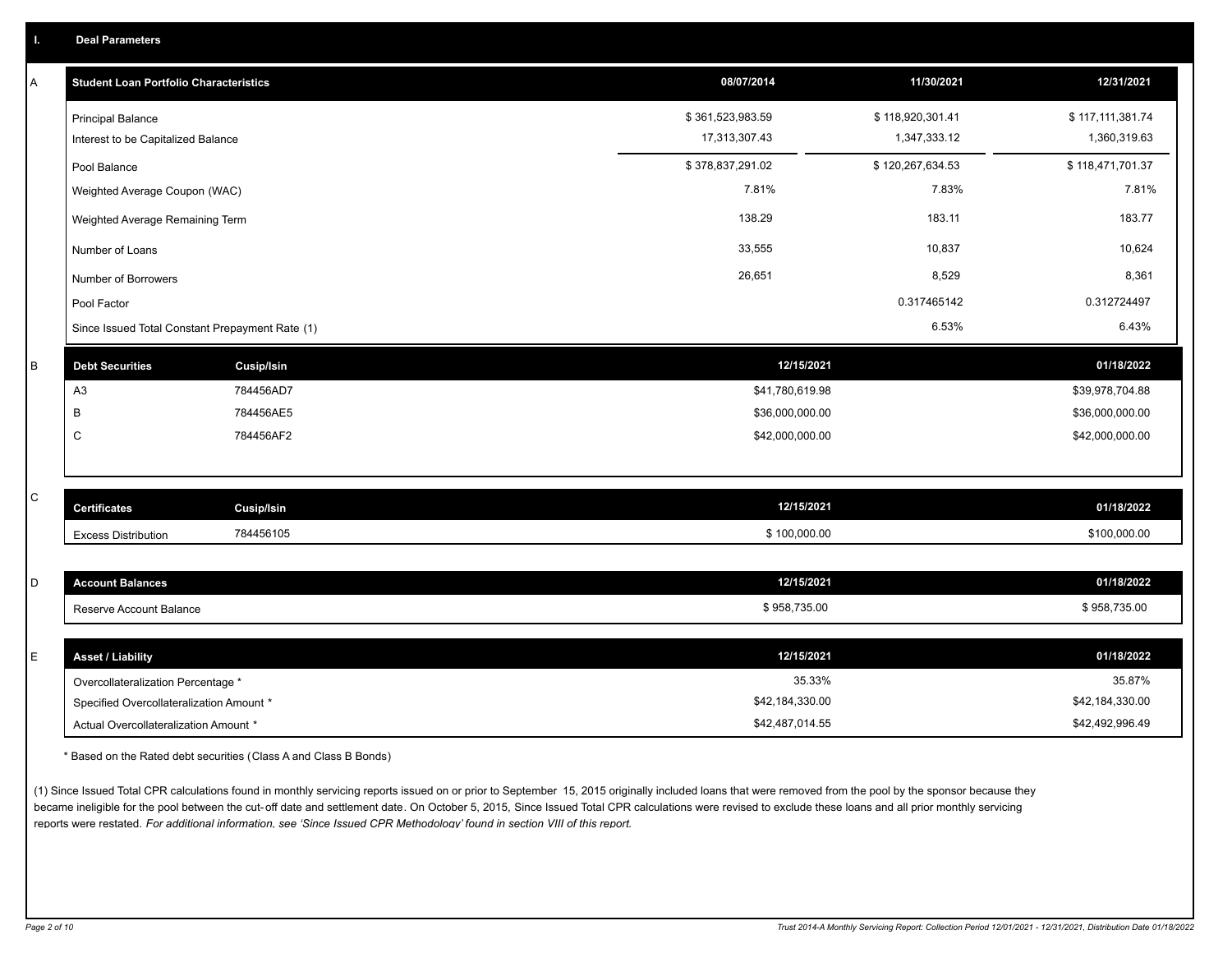## I. Deal Parameters

### A

| Student Loan Portfolio Characteristics | 08/07/2014 | 11/30/2021 | 12/31/2021 |
|---|---|---|---|
| Principal Balance | $ 361,523,983.59 | $ 118,920,301.41 | $ 117,111,381.74 |
| Interest to be Capitalized Balance | 17,313,307.43 | 1,347,333.12 | 1,360,319.63 |
| Pool Balance | $ 378,837,291.02 | $ 120,267,634.53 | $ 118,471,701.37 |
| Weighted Average Coupon (WAC) | 7.81% | 7.83% | 7.81% |
| Weighted Average Remaining Term | 138.29 | 183.11 | 183.77 |
| Number of Loans | 33,555 | 10,837 | 10,624 |
| Number of Borrowers | 26,651 | 8,529 | 8,361 |
| Pool Factor | | 0.317465142 | 0.312724497 |
| Since Issued Total Constant Prepayment Rate (1) | | 6.53% | 6.43% |

### B

| Debt Securities | Cusip/Isin | 12/15/2021 | 01/18/2022 |
|---|---|---|---|
| A3 | 784456AD7 | $41,780,619.98 | $39,978,704.88 |
| B | 784456AE5 | $36,000,000.00 | $36,000,000.00 |
| C | 784456AF2 | $42,000,000.00 | $42,000,000.00 |

### C

| Certificates | Cusip/Isin | 12/15/2021 | 01/18/2022 |
|---|---|---|---|
| Excess Distribution | 784456105 | $ 100,000.00 | $100,000.00 |

### D

| Account Balances | 12/15/2021 | 01/18/2022 |
|---|---|---|
| Reserve Account Balance | $ 958,735.00 | $ 958,735.00 |

### E

| Asset / Liability | 12/15/2021 | 01/18/2022 |
|---|---|---|
| Overcollateralization Percentage * | 35.33% | 35.87% |
| Specified Overcollateralization Amount * | $42,184,330.00 | $42,184,330.00 |
| Actual Overcollateralization Amount * | $42,487,014.55 | $42,492,996.49 |

* Based on the Rated debt securities (Class A and Class B Bonds)

(1) Since Issued Total CPR calculations found in monthly servicing reports issued on or prior to September 15, 2015 originally included loans that were removed from the pool by the sponsor because they became ineligible for the pool between the cut-off date and settlement date. On October 5, 2015, Since Issued Total CPR calculations were revised to exclude these loans and all prior monthly servicing reports were restated. *For additional information, see 'Since Issued CPR Methodology' found in section VIII of this report.*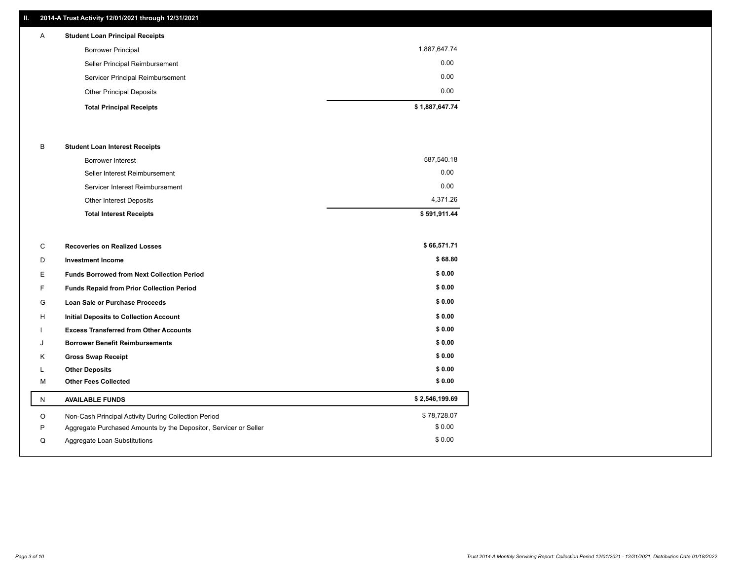## II. 2014-A Trust Activity 12/01/2021 through 12/31/2021

| | | |
|---|---|---|
| A | **Student Loan Principal Receipts** | |
| | Borrower Principal | 1,887,647.74 |
| | Seller Principal Reimbursement | 0.00 |
| | Servicer Principal Reimbursement | 0.00 |
| | Other Principal Deposits | 0.00 |
| | **Total Principal Receipts** | **$ 1,887,647.74** |
| B | **Student Loan Interest Receipts** | |
| | Borrower Interest | 587,540.18 |
| | Seller Interest Reimbursement | 0.00 |
| | Servicer Interest Reimbursement | 0.00 |
| | Other Interest Deposits | 4,371.26 |
| | **Total Interest Receipts** | **$ 591,911.44** |
| C | **Recoveries on Realized Losses** | **$ 66,571.71** |
| D | **Investment Income** | **$ 68.80** |
| E | **Funds Borrowed from Next Collection Period** | **$ 0.00** |
| F | **Funds Repaid from Prior Collection Period** | **$ 0.00** |
| G | **Loan Sale or Purchase Proceeds** | **$ 0.00** |
| H | **Initial Deposits to Collection Account** | **$ 0.00** |
| I | **Excess Transferred from Other Accounts** | **$ 0.00** |
| J | **Borrower Benefit Reimbursements** | **$ 0.00** |
| K | **Gross Swap Receipt** | **$ 0.00** |
| L | **Other Deposits** | **$ 0.00** |
| M | **Other Fees Collected** | **$ 0.00** |
| N | **AVAILABLE FUNDS** | **$ 2,546,199.69** |
| O | Non-Cash Principal Activity During Collection Period | $ 78,728.07 |
| P | Aggregate Purchased Amounts by the Depositor, Servicer or Seller | $ 0.00 |
| Q | Aggregate Loan Substitutions | $ 0.00 |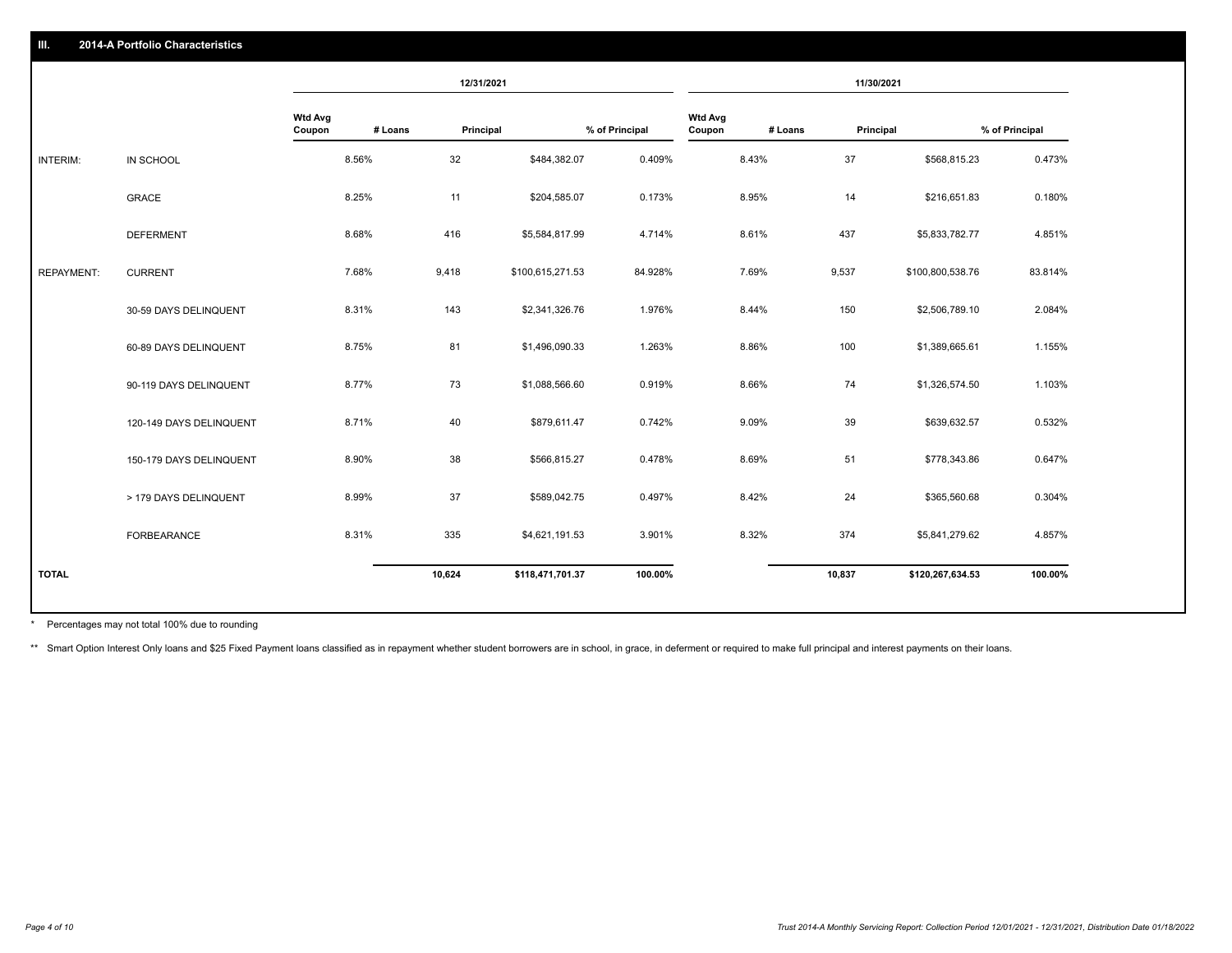## III. 2014-A Portfolio Characteristics

| | | 12/31/2021 | | | | 11/30/2021 | | | |
|---|---|---|---|---|---|---|---|---|---|
| | | Wtd Avg Coupon | # Loans | Principal | % of Principal | Wtd Avg Coupon | # Loans | Principal | % of Principal |
| INTERIM: | IN SCHOOL | 8.56% | 32 | $484,382.07 | 0.409% | 8.43% | 37 | $568,815.23 | 0.473% |
| | GRACE | 8.25% | 11 | $204,585.07 | 0.173% | 8.95% | 14 | $216,651.83 | 0.180% |
| | DEFERMENT | 8.68% | 416 | $5,584,817.99 | 4.714% | 8.61% | 437 | $5,833,782.77 | 4.851% |
| REPAYMENT: | CURRENT | 7.68% | 9,418 | $100,615,271.53 | 84.928% | 7.69% | 9,537 | $100,800,538.76 | 83.814% |
| | 30-59 DAYS DELINQUENT | 8.31% | 143 | $2,341,326.76 | 1.976% | 8.44% | 150 | $2,506,789.10 | 2.084% |
| | 60-89 DAYS DELINQUENT | 8.75% | 81 | $1,496,090.33 | 1.263% | 8.86% | 100 | $1,389,665.61 | 1.155% |
| | 90-119 DAYS DELINQUENT | 8.77% | 73 | $1,088,566.60 | 0.919% | 8.66% | 74 | $1,326,574.50 | 1.103% |
| | 120-149 DAYS DELINQUENT | 8.71% | 40 | $879,611.47 | 0.742% | 9.09% | 39 | $639,632.57 | 0.532% |
| | 150-179 DAYS DELINQUENT | 8.90% | 38 | $566,815.27 | 0.478% | 8.69% | 51 | $778,343.86 | 0.647% |
| | > 179 DAYS DELINQUENT | 8.99% | 37 | $589,042.75 | 0.497% | 8.42% | 24 | $365,560.68 | 0.304% |
| | FORBEARANCE | 8.31% | 335 | $4,621,191.53 | 3.901% | 8.32% | 374 | $5,841,279.62 | 4.857% |
| TOTAL | | | 10,624 | $118,471,701.37 | 100.00% | | 10,837 | $120,267,634.53 | 100.00% |

* Percentages may not total 100% due to rounding

** Smart Option Interest Only loans and $25 Fixed Payment loans classified as in repayment whether student borrowers are in school, in grace, in deferment or required to make full principal and interest payments on their loans.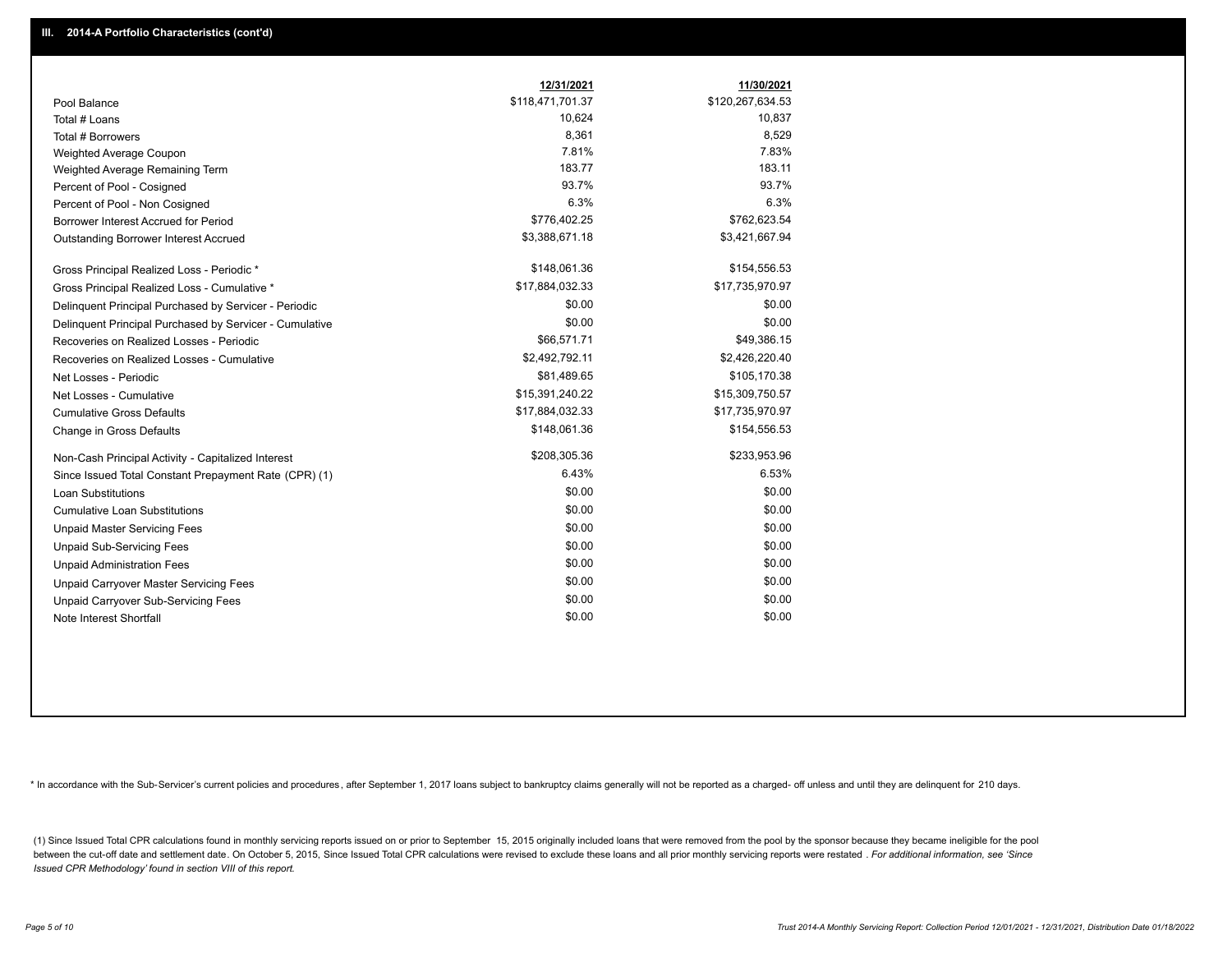## III. 2014-A Portfolio Characteristics (cont'd)

| | 12/31/2021 | 11/30/2021 |
|---|---|---|
| Pool Balance | $118,471,701.37 | $120,267,634.53 |
| Total # Loans | 10,624 | 10,837 |
| Total # Borrowers | 8,361 | 8,529 |
| Weighted Average Coupon | 7.81% | 7.83% |
| Weighted Average Remaining Term | 183.77 | 183.11 |
| Percent of Pool - Cosigned | 93.7% | 93.7% |
| Percent of Pool - Non Cosigned | 6.3% | 6.3% |
| Borrower Interest Accrued for Period | $776,402.25 | $762,623.54 |
| Outstanding Borrower Interest Accrued | $3,388,671.18 | $3,421,667.94 |
| Gross Principal Realized Loss - Periodic * | $148,061.36 | $154,556.53 |
| Gross Principal Realized Loss - Cumulative * | $17,884,032.33 | $17,735,970.97 |
| Delinquent Principal Purchased by Servicer - Periodic | $0.00 | $0.00 |
| Delinquent Principal Purchased by Servicer - Cumulative | $0.00 | $0.00 |
| Recoveries on Realized Losses - Periodic | $66,571.71 | $49,386.15 |
| Recoveries on Realized Losses - Cumulative | $2,492,792.11 | $2,426,220.40 |
| Net Losses - Periodic | $81,489.65 | $105,170.38 |
| Net Losses - Cumulative | $15,391,240.22 | $15,309,750.57 |
| Cumulative Gross Defaults | $17,884,032.33 | $17,735,970.97 |
| Change in Gross Defaults | $148,061.36 | $154,556.53 |
| Non-Cash Principal Activity - Capitalized Interest | $208,305.36 | $233,953.96 |
| Since Issued Total Constant Prepayment Rate (CPR) (1) | 6.43% | 6.53% |
| Loan Substitutions | $0.00 | $0.00 |
| Cumulative Loan Substitutions | $0.00 | $0.00 |
| Unpaid Master Servicing Fees | $0.00 | $0.00 |
| Unpaid Sub-Servicing Fees | $0.00 | $0.00 |
| Unpaid Administration Fees | $0.00 | $0.00 |
| Unpaid Carryover Master Servicing Fees | $0.00 | $0.00 |
| Unpaid Carryover Sub-Servicing Fees | $0.00 | $0.00 |
| Note Interest Shortfall | $0.00 | $0.00 |

* In accordance with the Sub-Servicer's current policies and procedures, after September 1, 2017 loans subject to bankruptcy claims generally will not be reported as a charged- off unless and until they are delinquent for 210 days.

(1) Since Issued Total CPR calculations found in monthly servicing reports issued on or prior to September 15, 2015 originally included loans that were removed from the pool by the sponsor because they became ineligible for the pool between the cut-off date and settlement date. On October 5, 2015, Since Issued Total CPR calculations were revised to exclude these loans and all prior monthly servicing reports were restated . *For additional information, see 'Since Issued CPR Methodology' found in section VIII of this report.*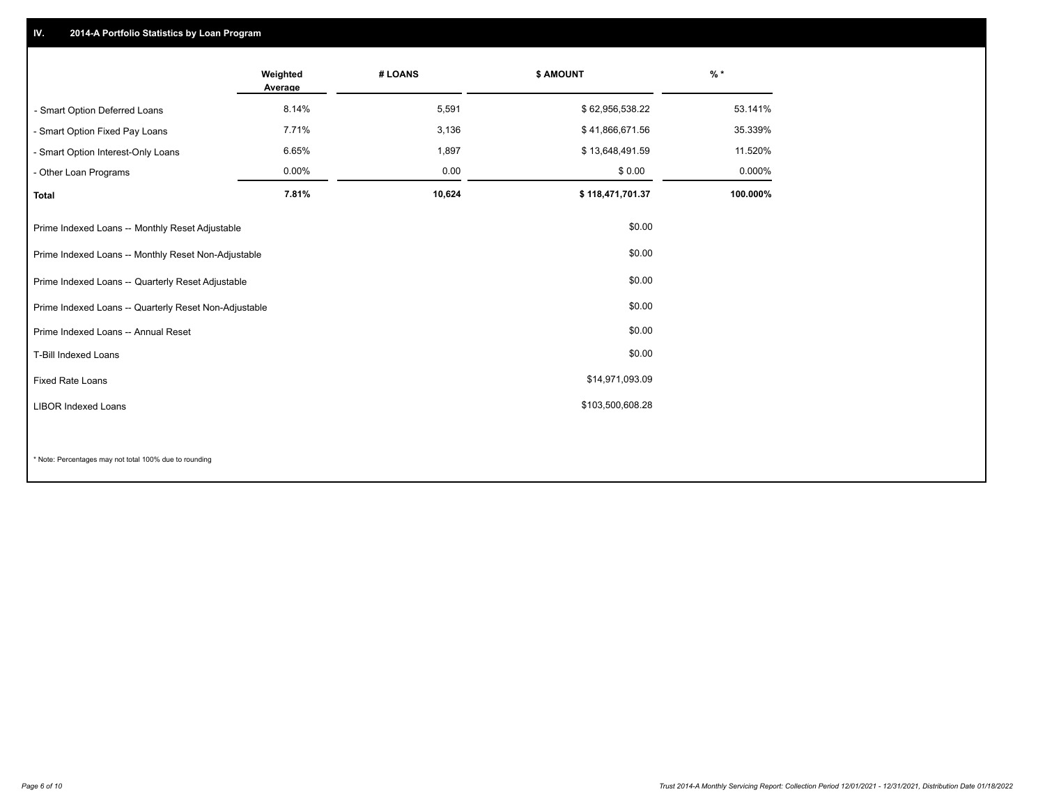## IV. 2014-A Portfolio Statistics by Loan Program

| | Weighted Average | # LOANS | $ AMOUNT | % * |
|---|---|---|---|---|
| - Smart Option Deferred Loans | 8.14% | 5,591 | $ 62,956,538.22 | 53.141% |
| - Smart Option Fixed Pay Loans | 7.71% | 3,136 | $ 41,866,671.56 | 35.339% |
| - Smart Option Interest-Only Loans | 6.65% | 1,897 | $ 13,648,491.59 | 11.520% |
| - Other Loan Programs | 0.00% | 0.00 | $ 0.00 | 0.000% |
| **Total** | **7.81%** | **10,624** | **$ 118,471,701.37** | **100.000%** |

| | |
|---|---|
| Prime Indexed Loans -- Monthly Reset Adjustable | $0.00 |
| Prime Indexed Loans -- Monthly Reset Non-Adjustable | $0.00 |
| Prime Indexed Loans -- Quarterly Reset Adjustable | $0.00 |
| Prime Indexed Loans -- Quarterly Reset Non-Adjustable | $0.00 |
| Prime Indexed Loans -- Annual Reset | $0.00 |
| T-Bill Indexed Loans | $0.00 |
| Fixed Rate Loans | $14,971,093.09 |
| LIBOR Indexed Loans | $103,500,608.28 |

* Note: Percentages may not total 100% due to rounding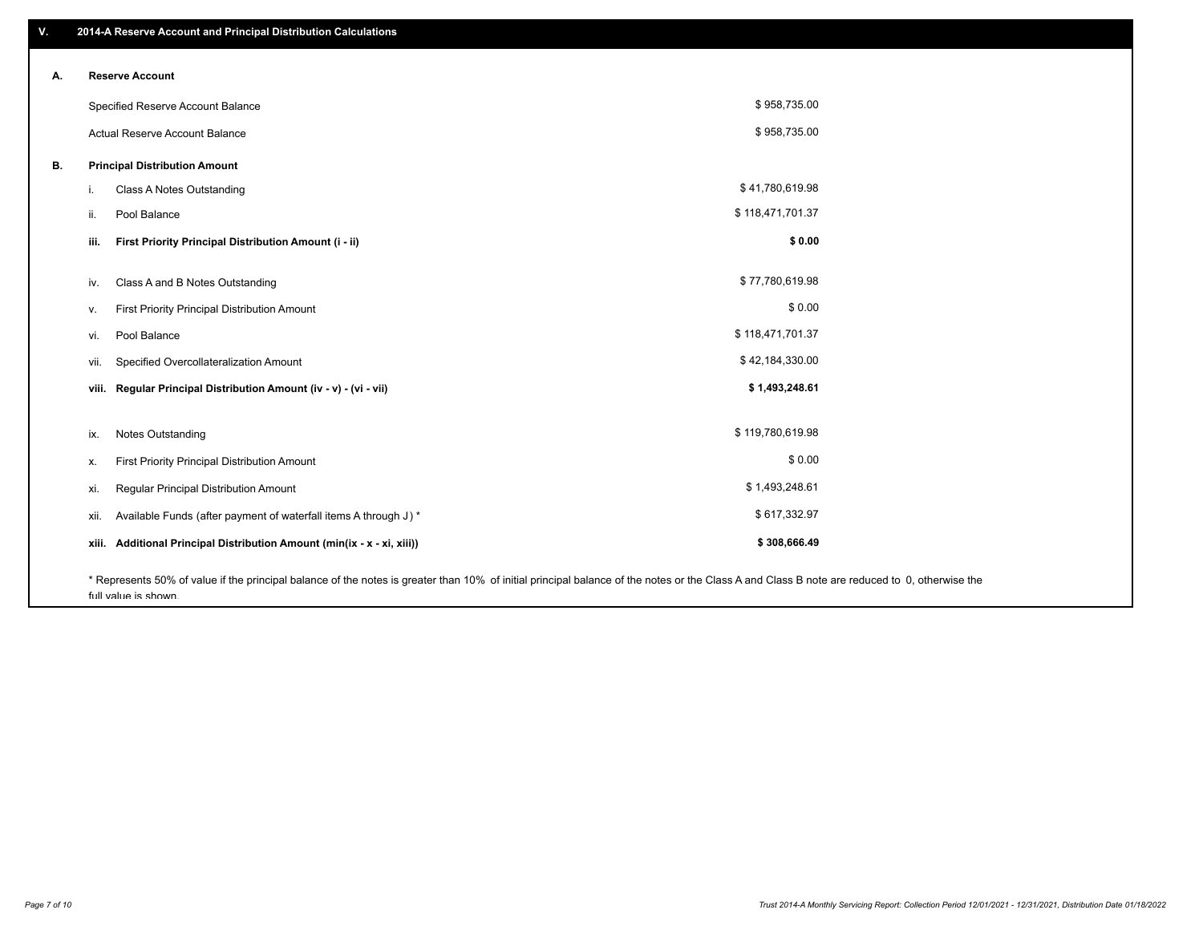## V. 2014-A Reserve Account and Principal Distribution Calculations

### A. Reserve Account

| | |
|---|---|
| Specified Reserve Account Balance | $ 958,735.00 |
| Actual Reserve Account Balance | $ 958,735.00 |

### B. Principal Distribution Amount

| | | |
|---|---|---|
| i. | Class A Notes Outstanding | $ 41,780,619.98 |
| ii. | Pool Balance | $ 118,471,701.37 |
| **iii.** | **First Priority Principal Distribution Amount (i - ii)** | **$ 0.00** |
| iv. | Class A and B Notes Outstanding | $ 77,780,619.98 |
| v. | First Priority Principal Distribution Amount | $ 0.00 |
| vi. | Pool Balance | $ 118,471,701.37 |
| vii. | Specified Overcollateralization Amount | $ 42,184,330.00 |
| **viii.** | **Regular Principal Distribution Amount (iv - v) - (vi - vii)** | **$ 1,493,248.61** |
| ix. | Notes Outstanding | $ 119,780,619.98 |
| x. | First Priority Principal Distribution Amount | $ 0.00 |
| xi. | Regular Principal Distribution Amount | $ 1,493,248.61 |
| xii. | Available Funds (after payment of waterfall items A through J) * | $ 617,332.97 |
| **xiii.** | **Additional Principal Distribution Amount (min(ix - x - xi, xiii))** | **$ 308,666.49** |

* Represents 50% of value if the principal balance of the notes is greater than 10% of initial principal balance of the notes or the Class A and Class B note are reduced to 0, otherwise the full value is shown.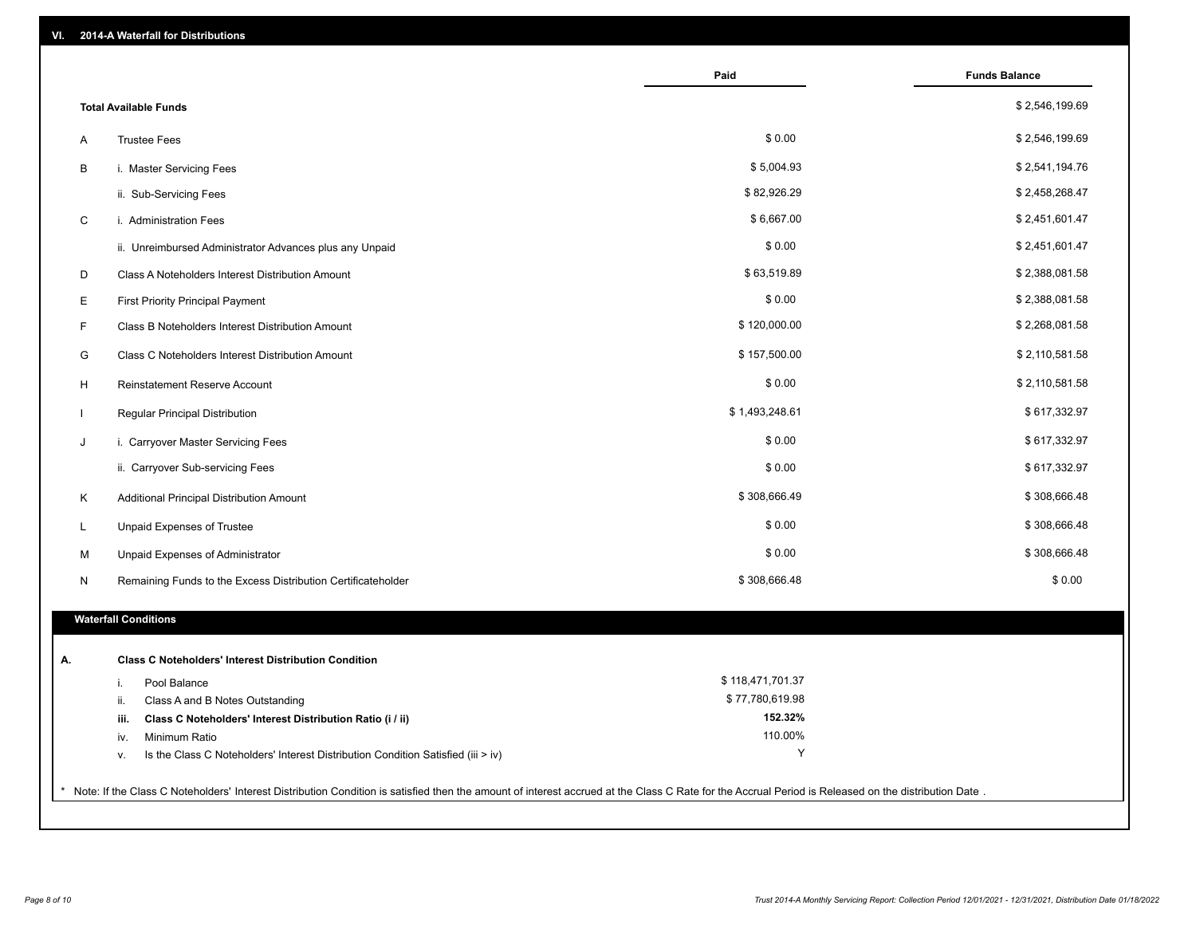## VI. 2014-A Waterfall for Distributions

| | | Paid | Funds Balance |
|---|---|---|---|
| | **Total Available Funds** | | $ 2,546,199.69 |
| A | Trustee Fees | $ 0.00 | $ 2,546,199.69 |
| B | i. Master Servicing Fees | $ 5,004.93 | $ 2,541,194.76 |
| | ii. Sub-Servicing Fees | $ 82,926.29 | $ 2,458,268.47 |
| C | i. Administration Fees | $ 6,667.00 | $ 2,451,601.47 |
| | ii. Unreimbursed Administrator Advances plus any Unpaid | $ 0.00 | $ 2,451,601.47 |
| D | Class A Noteholders Interest Distribution Amount | $ 63,519.89 | $ 2,388,081.58 |
| E | First Priority Principal Payment | $ 0.00 | $ 2,388,081.58 |
| F | Class B Noteholders Interest Distribution Amount | $ 120,000.00 | $ 2,268,081.58 |
| G | Class C Noteholders Interest Distribution Amount | $ 157,500.00 | $ 2,110,581.58 |
| H | Reinstatement Reserve Account | $ 0.00 | $ 2,110,581.58 |
| I | Regular Principal Distribution | $ 1,493,248.61 | $ 617,332.97 |
| J | i. Carryover Master Servicing Fees | $ 0.00 | $ 617,332.97 |
| | ii. Carryover Sub-servicing Fees | $ 0.00 | $ 617,332.97 |
| K | Additional Principal Distribution Amount | $ 308,666.49 | $ 308,666.48 |
| L | Unpaid Expenses of Trustee | $ 0.00 | $ 308,666.48 |
| M | Unpaid Expenses of Administrator | $ 0.00 | $ 308,666.48 |
| N | Remaining Funds to the Excess Distribution Certificateholder | $ 308,666.48 | $ 0.00 |

### Waterfall Conditions

**A. Class C Noteholders' Interest Distribution Condition**

| | | |
|---|---|---|
| i. | Pool Balance | $ 118,471,701.37 |
| ii. | Class A and B Notes Outstanding | $ 77,780,619.98 |
| **iii.** | **Class C Noteholders' Interest Distribution Ratio (i / ii)** | **152.32%** |
| iv. | Minimum Ratio | 110.00% |
| v. | Is the Class C Noteholders' Interest Distribution Condition Satisfied (iii > iv) | Y |

* Note: If the Class C Noteholders' Interest Distribution Condition is satisfied then the amount of interest accrued at the Class C Rate for the Accrual Period is Released on the distribution Date .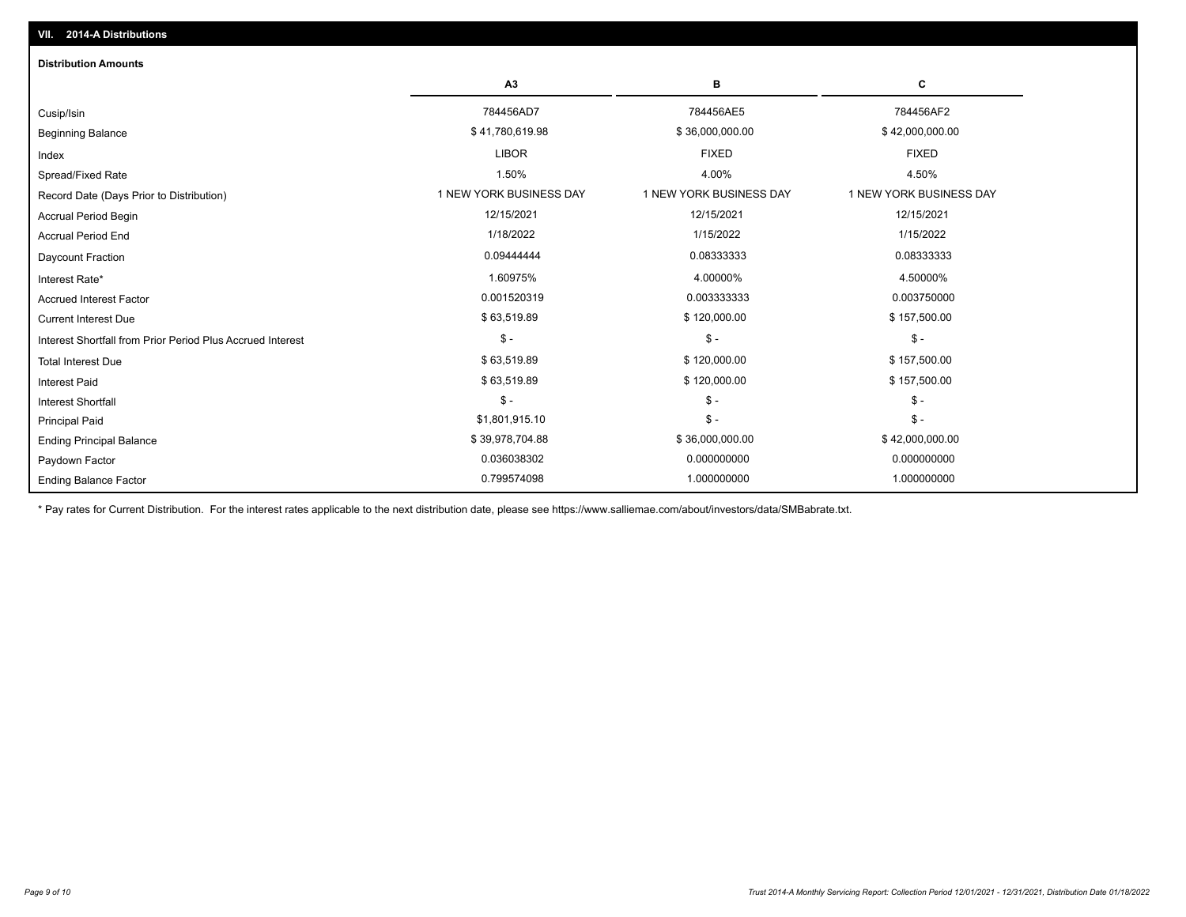## VII. 2014-A Distributions

### Distribution Amounts

| | A3 | B | C |
|---|---|---|---|
| Cusip/Isin | 784456AD7 | 784456AE5 | 784456AF2 |
| Beginning Balance | $ 41,780,619.98 | $ 36,000,000.00 | $ 42,000,000.00 |
| Index | LIBOR | FIXED | FIXED |
| Spread/Fixed Rate | 1.50% | 4.00% | 4.50% |
| Record Date (Days Prior to Distribution) | 1 NEW YORK BUSINESS DAY | 1 NEW YORK BUSINESS DAY | 1 NEW YORK BUSINESS DAY |
| Accrual Period Begin | 12/15/2021 | 12/15/2021 | 12/15/2021 |
| Accrual Period End | 1/18/2022 | 1/15/2022 | 1/15/2022 |
| Daycount Fraction | 0.09444444 | 0.08333333 | 0.08333333 |
| Interest Rate* | 1.60975% | 4.00000% | 4.50000% |
| Accrued Interest Factor | 0.001520319 | 0.003333333 | 0.003750000 |
| Current Interest Due | $ 63,519.89 | $ 120,000.00 | $ 157,500.00 |
| Interest Shortfall from Prior Period Plus Accrued Interest | $ - | $ - | $ - |
| Total Interest Due | $ 63,519.89 | $ 120,000.00 | $ 157,500.00 |
| Interest Paid | $ 63,519.89 | $ 120,000.00 | $ 157,500.00 |
| Interest Shortfall | $ - | $ - | $ - |
| Principal Paid | $1,801,915.10 | $ - | $ - |
| Ending Principal Balance | $ 39,978,704.88 | $ 36,000,000.00 | $ 42,000,000.00 |
| Paydown Factor | 0.036038302 | 0.000000000 | 0.000000000 |
| Ending Balance Factor | 0.799574098 | 1.000000000 | 1.000000000 |

* Pay rates for Current Distribution. For the interest rates applicable to the next distribution date, please see https://www.salliemae.com/about/investors/data/SMBabrate.txt.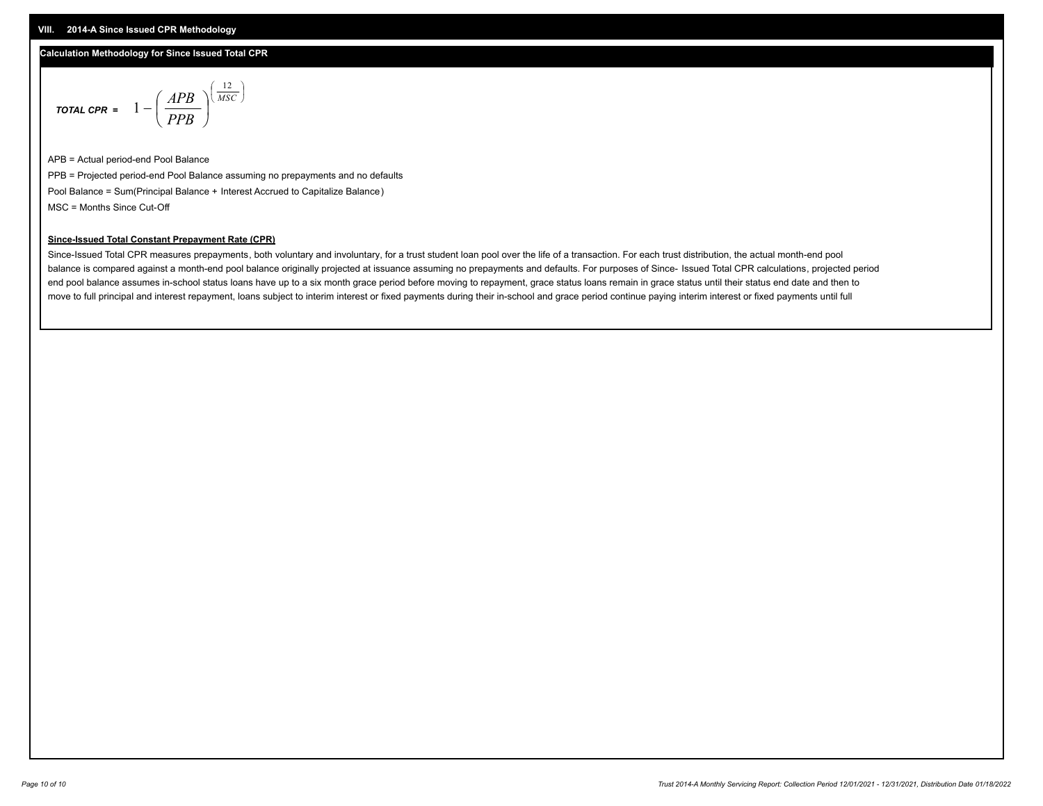## VIII. 2014-A Since Issued CPR Methodology

### Calculation Methodology for Since Issued Total CPR

***TOTAL CPR =*** $$1 - \left( \frac{APB}{PPB} \right)^{\left( \frac{12}{MSC} \right)}$$

APB = Actual period-end Pool Balance

PPB = Projected period-end Pool Balance assuming no prepayments and no defaults

Pool Balance = Sum(Principal Balance + Interest Accrued to Capitalize Balance)

MSC = Months Since Cut-Off

**Since-Issued Total Constant Prepayment Rate (CPR)**

Since-Issued Total CPR measures prepayments, both voluntary and involuntary, for a trust student loan pool over the life of a transaction. For each trust distribution, the actual month-end pool balance is compared against a month-end pool balance originally projected at issuance assuming no prepayments and defaults. For purposes of Since- Issued Total CPR calculations, projected period end pool balance assumes in-school status loans have up to a six month grace period before moving to repayment, grace status loans remain in grace status until their status end date and then to move to full principal and interest repayment, loans subject to interim interest or fixed payments during their in-school and grace period continue paying interim interest or fixed payments until full